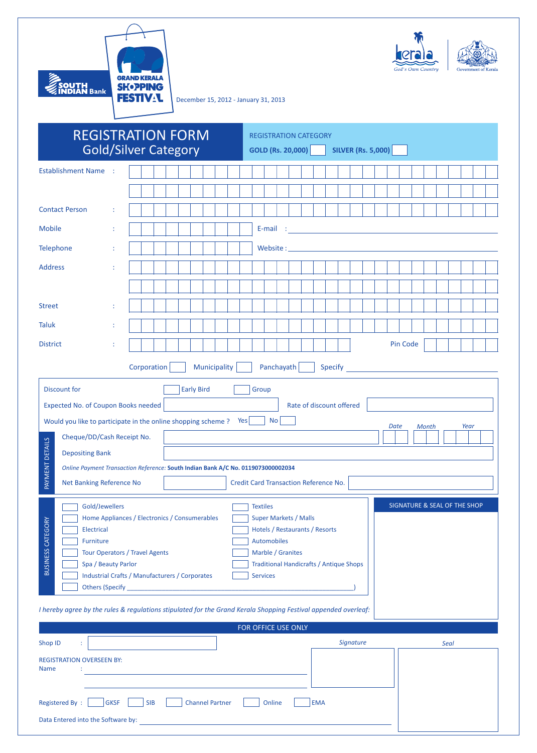SOUTH INDIAN Bank

GRAND KERALA SHOPPING FESTIVAL

December 15, 2012 - January 31, 2013

kerala God's Own Country

Government of Kerala

# REGISTRATION FORM
## Gold/Silver Category

REGISTRATION CATEGORY

**GOLD (Rs. 20,000)** ☐ **SILVER (Rs. 5,000)** ☐

Establishment Name :

Contact Person :

Mobile : E-mail :

Telephone : Website :

Address :

Street :

Taluk :

District : Pin Code

Corporation ☐ Municipality ☐ Panchayath ☐ Specify

Discount for ☐ Early Bird ☐ Group

Expected No. of Coupon Books needed Rate of discount offered

Would you like to participate in the online shopping scheme ? Yes ☐ No ☐

**PAYMENT DETAILS**

Cheque/DD/Cash Receipt No. Date Month Year

Depositing Bank

*Online Payment Transaction Reference:* **South Indian Bank A/C No. 0119073000002034**

Net Banking Reference No Credit Card Transaction Reference No.

**BUSINESS CATEGORY**

- ☐ Gold/Jewellers
- ☐ Home Appliances / Electronics / Consumerables
- ☐ Electrical
- ☐ Furniture
- ☐ Tour Operators / Travel Agents
- ☐ Spa / Beauty Parlor
- ☐ Industrial Crafts / Manufacturers / Corporates
- ☐ Others (Specify )
- ☐ Textiles
- ☐ Super Markets / Malls
- ☐ Hotels / Restaurants / Resorts
- ☐ Automobiles
- ☐ Marble / Granites
- ☐ Traditional Handicrafts / Antique Shops
- ☐ Services

SIGNATURE & SEAL OF THE SHOP

*I hereby agree by the rules & regulations stipulated for the Grand Kerala Shopping Festival appended overleaf:*

FOR OFFICE USE ONLY

Shop ID :

*Signature* *Seal*

REGISTRATION OVERSEEN BY:

Name :

Registered By : ☐ GKSF ☐ SIB ☐ Channel Partner ☐ Online ☐ EMA

Data Entered into the Software by: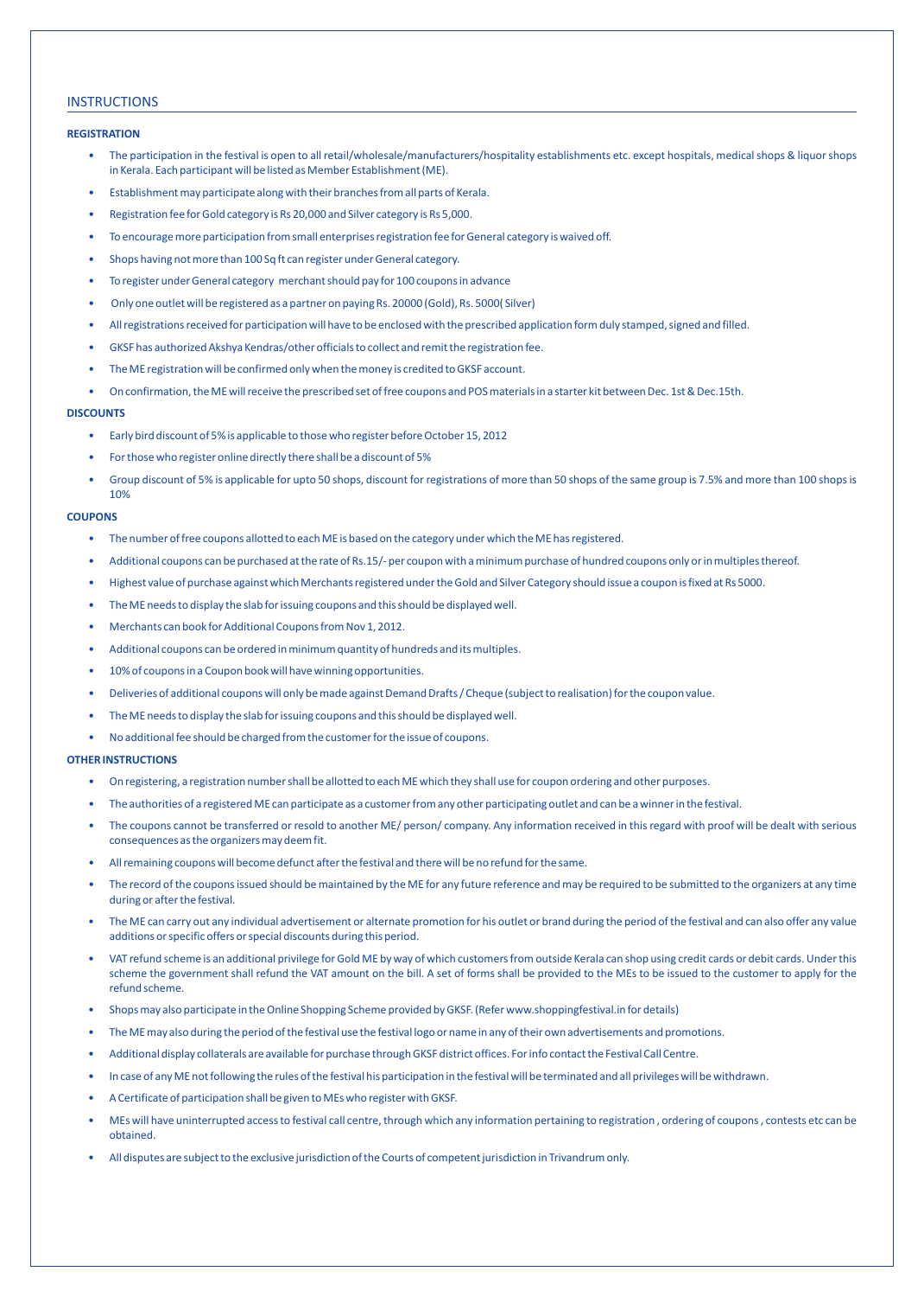## INSTRUCTIONS

### REGISTRATION

- The participation in the festival is open to all retail/wholesale/manufacturers/hospitality establishments etc. except hospitals, medical shops & liquor shops in Kerala. Each participant will be listed as Member Establishment (ME).
- Establishment may participate along with their branches from all parts of Kerala.
- Registration fee for Gold category is Rs 20,000 and Silver category is Rs 5,000.
- To encourage more participation from small enterprises registration fee for General category is waived off.
- Shops having not more than 100 Sq ft can register under General category.
- To register under General category merchant should pay for 100 coupons in advance
- Only one outlet will be registered as a partner on paying Rs. 20000 (Gold), Rs. 5000( Silver)
- All registrations received for participation will have to be enclosed with the prescribed application form duly stamped, signed and filled.
- GKSF has authorized Akshya Kendras/other officials to collect and remit the registration fee.
- The ME registration will be confirmed only when the money is credited to GKSF account.
- On confirmation, the ME will receive the prescribed set of free coupons and POS materials in a starter kit between Dec. 1st & Dec.15th.

### DISCOUNTS

- Early bird discount of 5% is applicable to those who register before October 15, 2012
- For those who register online directly there shall be a discount of 5%
- Group discount of 5% is applicable for upto 50 shops, discount for registrations of more than 50 shops of the same group is 7.5% and more than 100 shops is 10%

### COUPONS

- The number of free coupons allotted to each ME is based on the category under which the ME has registered.
- Additional coupons can be purchased at the rate of Rs.15/- per coupon with a minimum purchase of hundred coupons only or in multiples thereof.
- Highest value of purchase against which Merchants registered under the Gold and Silver Category should issue a coupon is fixed at Rs 5000.
- The ME needs to display the slab for issuing coupons and this should be displayed well.
- Merchants can book for Additional Coupons from Nov 1, 2012.
- Additional coupons can be ordered in minimum quantity of hundreds and its multiples.
- 10% of coupons in a Coupon book will have winning opportunities.
- Deliveries of additional coupons will only be made against Demand Drafts / Cheque (subject to realisation) for the coupon value.
- The ME needs to display the slab for issuing coupons and this should be displayed well.
- No additional fee should be charged from the customer for the issue of coupons.

### OTHER INSTRUCTIONS

- On registering, a registration number shall be allotted to each ME which they shall use for coupon ordering and other purposes.
- The authorities of a registered ME can participate as a customer from any other participating outlet and can be a winner in the festival.
- The coupons cannot be transferred or resold to another ME/ person/ company. Any information received in this regard with proof will be dealt with serious consequences as the organizers may deem fit.
- All remaining coupons will become defunct after the festival and there will be no refund for the same.
- The record of the coupons issued should be maintained by the ME for any future reference and may be required to be submitted to the organizers at any time during or after the festival.
- The ME can carry out any individual advertisement or alternate promotion for his outlet or brand during the period of the festival and can also offer any value additions or specific offers or special discounts during this period.
- VAT refund scheme is an additional privilege for Gold ME by way of which customers from outside Kerala can shop using credit cards or debit cards. Under this scheme the government shall refund the VAT amount on the bill. A set of forms shall be provided to the MEs to be issued to the customer to apply for the refund scheme.
- Shops may also participate in the Online Shopping Scheme provided by GKSF. (Refer www.shoppingfestival.in for details)
- The ME may also during the period of the festival use the festival logo or name in any of their own advertisements and promotions.
- Additional display collaterals are available for purchase through GKSF district offices. For info contact the Festival Call Centre.
- In case of any ME not following the rules of the festival his participation in the festival will be terminated and all privileges will be withdrawn.
- A Certificate of participation shall be given to MEs who register with GKSF.
- MEs will have uninterrupted access to festival call centre, through which any information pertaining to registration , ordering of coupons , contests etc can be obtained.
- All disputes are subject to the exclusive jurisdiction of the Courts of competent jurisdiction in Trivandrum only.